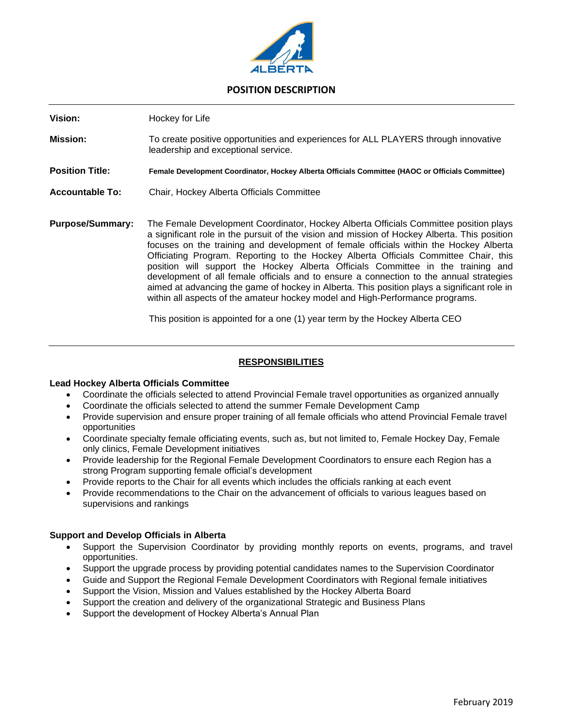# POSITION DESCRIPTION

**Vision:** Hockey for Life

**Mission:** To create positive opportunities and experiences for ALL PLAYERS through innovative leadership and exceptional service.

**Position Title:** **Female Development Coordinator, Hockey Alberta Officials Committee (HAOC or Officials Committee)**

**Accountable To:** Chair, Hockey Alberta Officials Committee

**Purpose/Summary:** The Female Development Coordinator, Hockey Alberta Officials Committee position plays a significant role in the pursuit of the vision and mission of Hockey Alberta. This position focuses on the training and development of female officials within the Hockey Alberta Officiating Program. Reporting to the Hockey Alberta Officials Committee Chair, this position will support the Hockey Alberta Officials Committee in the training and development of all female officials and to ensure a connection to the annual strategies aimed at advancing the game of hockey in Alberta. This position plays a significant role in within all aspects of the amateur hockey model and High-Performance programs.

This position is appointed for a one (1) year term by the Hockey Alberta CEO

## RESPONSIBILITIES

### Lead Hockey Alberta Officials Committee

- Coordinate the officials selected to attend Provincial Female travel opportunities as organized annually
- Coordinate the officials selected to attend the summer Female Development Camp
- Provide supervision and ensure proper training of all female officials who attend Provincial Female travel opportunities
- Coordinate specialty female officiating events, such as, but not limited to, Female Hockey Day, Female only clinics, Female Development initiatives
- Provide leadership for the Regional Female Development Coordinators to ensure each Region has a strong Program supporting female official's development
- Provide reports to the Chair for all events which includes the officials ranking at each event
- Provide recommendations to the Chair on the advancement of officials to various leagues based on supervisions and rankings

### Support and Develop Officials in Alberta

- Support the Supervision Coordinator by providing monthly reports on events, programs, and travel opportunities.
- Support the upgrade process by providing potential candidates names to the Supervision Coordinator
- Guide and Support the Regional Female Development Coordinators with Regional female initiatives
- Support the Vision, Mission and Values established by the Hockey Alberta Board
- Support the creation and delivery of the organizational Strategic and Business Plans
- Support the development of Hockey Alberta's Annual Plan

February 2019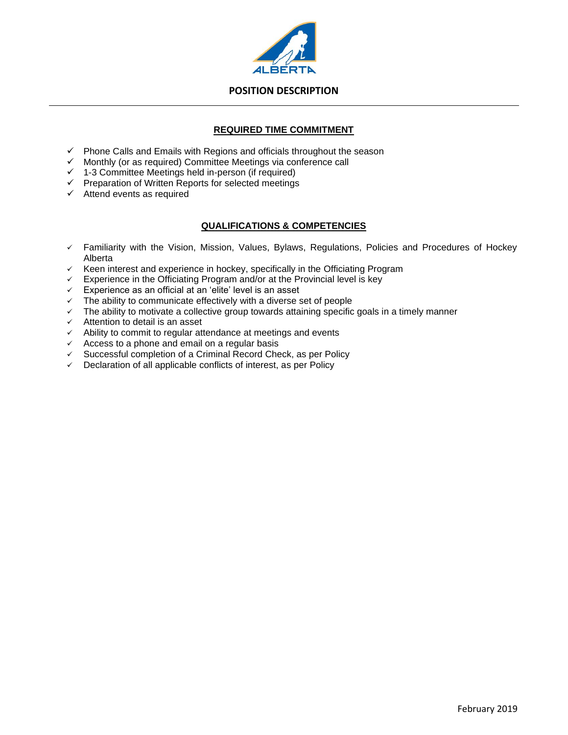# POSITION DESCRIPTION

## REQUIRED TIME COMMITMENT

- ✓ Phone Calls and Emails with Regions and officials throughout the season
- ✓ Monthly (or as required) Committee Meetings via conference call
- ✓ 1-3 Committee Meetings held in-person (if required)
- ✓ Preparation of Written Reports for selected meetings
- ✓ Attend events as required

## QUALIFICATIONS & COMPETENCIES

- ✓ Familiarity with the Vision, Mission, Values, Bylaws, Regulations, Policies and Procedures of Hockey Alberta
- ✓ Keen interest and experience in hockey, specifically in the Officiating Program
- ✓ Experience in the Officiating Program and/or at the Provincial level is key
- ✓ Experience as an official at an 'elite' level is an asset
- ✓ The ability to communicate effectively with a diverse set of people
- ✓ The ability to motivate a collective group towards attaining specific goals in a timely manner
- ✓ Attention to detail is an asset
- ✓ Ability to commit to regular attendance at meetings and events
- ✓ Access to a phone and email on a regular basis
- ✓ Successful completion of a Criminal Record Check, as per Policy
- ✓ Declaration of all applicable conflicts of interest, as per Policy

February 2019